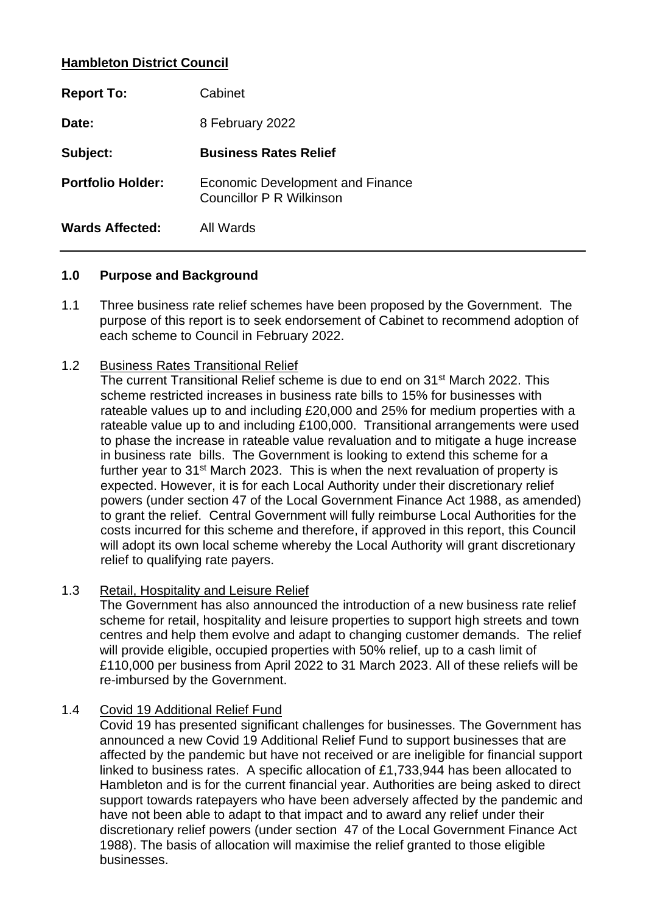**Hambleton District Council**

| | |
|---|---|
| **Report To:** | Cabinet |
| **Date:** | 8 February 2022 |
| **Subject:** | **Business Rates Relief** |
| **Portfolio Holder:** | Economic Development and Finance<br>Councillor P R Wilkinson |
| **Wards Affected:** | All Wards |

---

## 1.0 Purpose and Background

1.1 Three business rate relief schemes have been proposed by the Government. The purpose of this report is to seek endorsement of Cabinet to recommend adoption of each scheme to Council in February 2022.

1.2 Business Rates Transitional Relief

The current Transitional Relief scheme is due to end on 31st March 2022. This scheme restricted increases in business rate bills to 15% for businesses with rateable values up to and including £20,000 and 25% for medium properties with a rateable value up to and including £100,000. Transitional arrangements were used to phase the increase in rateable value revaluation and to mitigate a huge increase in business rate bills. The Government is looking to extend this scheme for a further year to 31st March 2023. This is when the next revaluation of property is expected. However, it is for each Local Authority under their discretionary relief powers (under section 47 of the Local Government Finance Act 1988, as amended) to grant the relief. Central Government will fully reimburse Local Authorities for the costs incurred for this scheme and therefore, if approved in this report, this Council will adopt its own local scheme whereby the Local Authority will grant discretionary relief to qualifying rate payers.

1.3 Retail, Hospitality and Leisure Relief

The Government has also announced the introduction of a new business rate relief scheme for retail, hospitality and leisure properties to support high streets and town centres and help them evolve and adapt to changing customer demands. The relief will provide eligible, occupied properties with 50% relief, up to a cash limit of £110,000 per business from April 2022 to 31 March 2023. All of these reliefs will be re-imbursed by the Government.

1.4 Covid 19 Additional Relief Fund

Covid 19 has presented significant challenges for businesses. The Government has announced a new Covid 19 Additional Relief Fund to support businesses that are affected by the pandemic but have not received or are ineligible for financial support linked to business rates. A specific allocation of £1,733,944 has been allocated to Hambleton and is for the current financial year. Authorities are being asked to direct support towards ratepayers who have been adversely affected by the pandemic and have not been able to adapt to that impact and to award any relief under their discretionary relief powers (under section 47 of the Local Government Finance Act 1988). The basis of allocation will maximise the relief granted to those eligible businesses.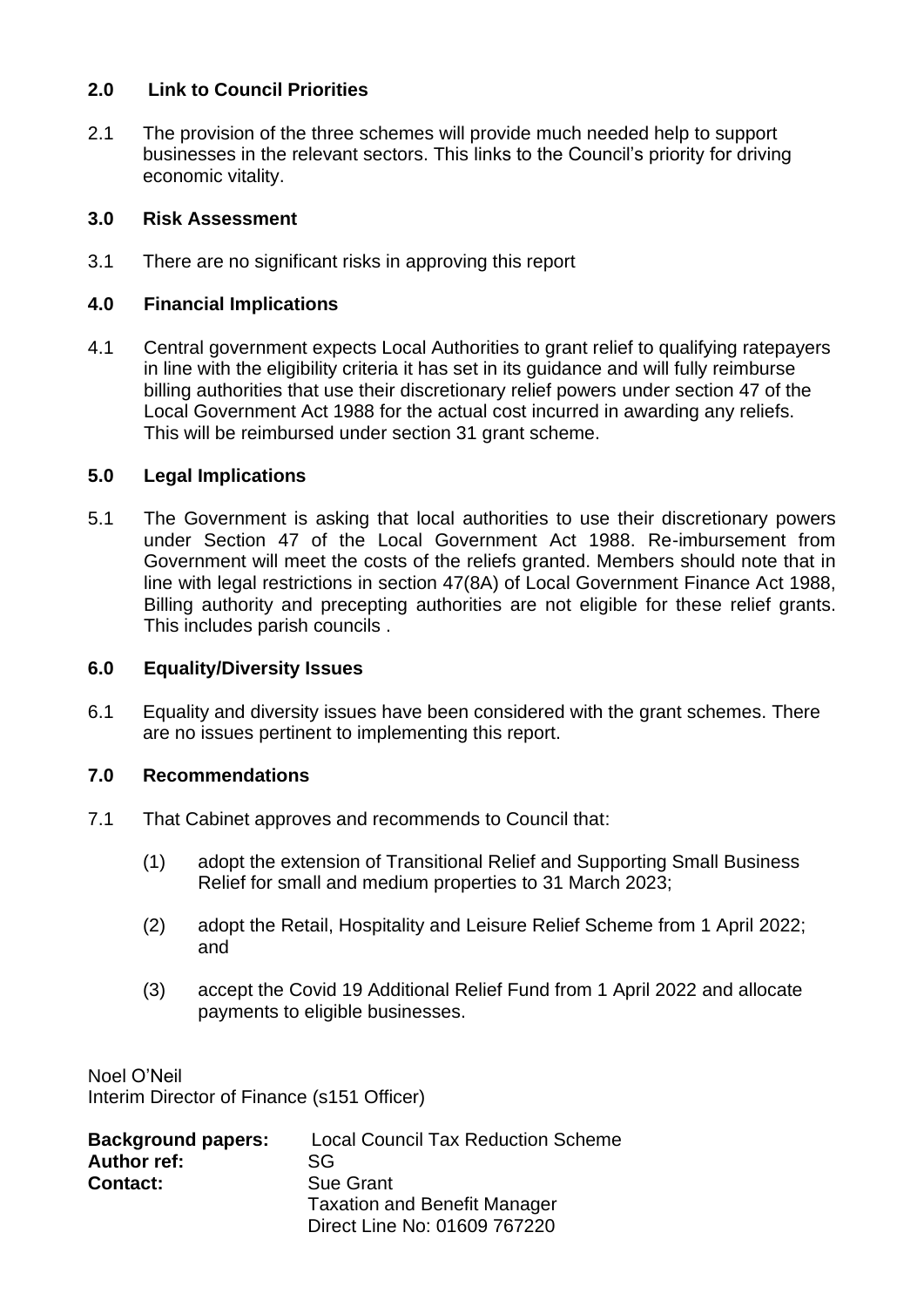## 2.0 Link to Council Priorities

2.1 The provision of the three schemes will provide much needed help to support businesses in the relevant sectors. This links to the Council's priority for driving economic vitality.

## 3.0 Risk Assessment

3.1 There are no significant risks in approving this report

## 4.0 Financial Implications

4.1 Central government expects Local Authorities to grant relief to qualifying ratepayers in line with the eligibility criteria it has set in its guidance and will fully reimburse billing authorities that use their discretionary relief powers under section 47 of the Local Government Act 1988 for the actual cost incurred in awarding any reliefs. This will be reimbursed under section 31 grant scheme.

## 5.0 Legal Implications

5.1 The Government is asking that local authorities to use their discretionary powers under Section 47 of the Local Government Act 1988. Re-imbursement from Government will meet the costs of the reliefs granted. Members should note that in line with legal restrictions in section 47(8A) of Local Government Finance Act 1988, Billing authority and precepting authorities are not eligible for these relief grants. This includes parish councils .

## 6.0 Equality/Diversity Issues

6.1 Equality and diversity issues have been considered with the grant schemes. There are no issues pertinent to implementing this report.

## 7.0 Recommendations

7.1 That Cabinet approves and recommends to Council that:

(1) adopt the extension of Transitional Relief and Supporting Small Business Relief for small and medium properties to 31 March 2023;

(2) adopt the Retail, Hospitality and Leisure Relief Scheme from 1 April 2022; and

(3) accept the Covid 19 Additional Relief Fund from 1 April 2022 and allocate payments to eligible businesses.

Noel O'Neil
Interim Director of Finance (s151 Officer)

| | |
|---|---|
| **Background papers:** | Local Council Tax Reduction Scheme |
| **Author ref:** | SG |
| **Contact:** | Sue Grant<br>Taxation and Benefit Manager<br>Direct Line No: 01609 767220 |